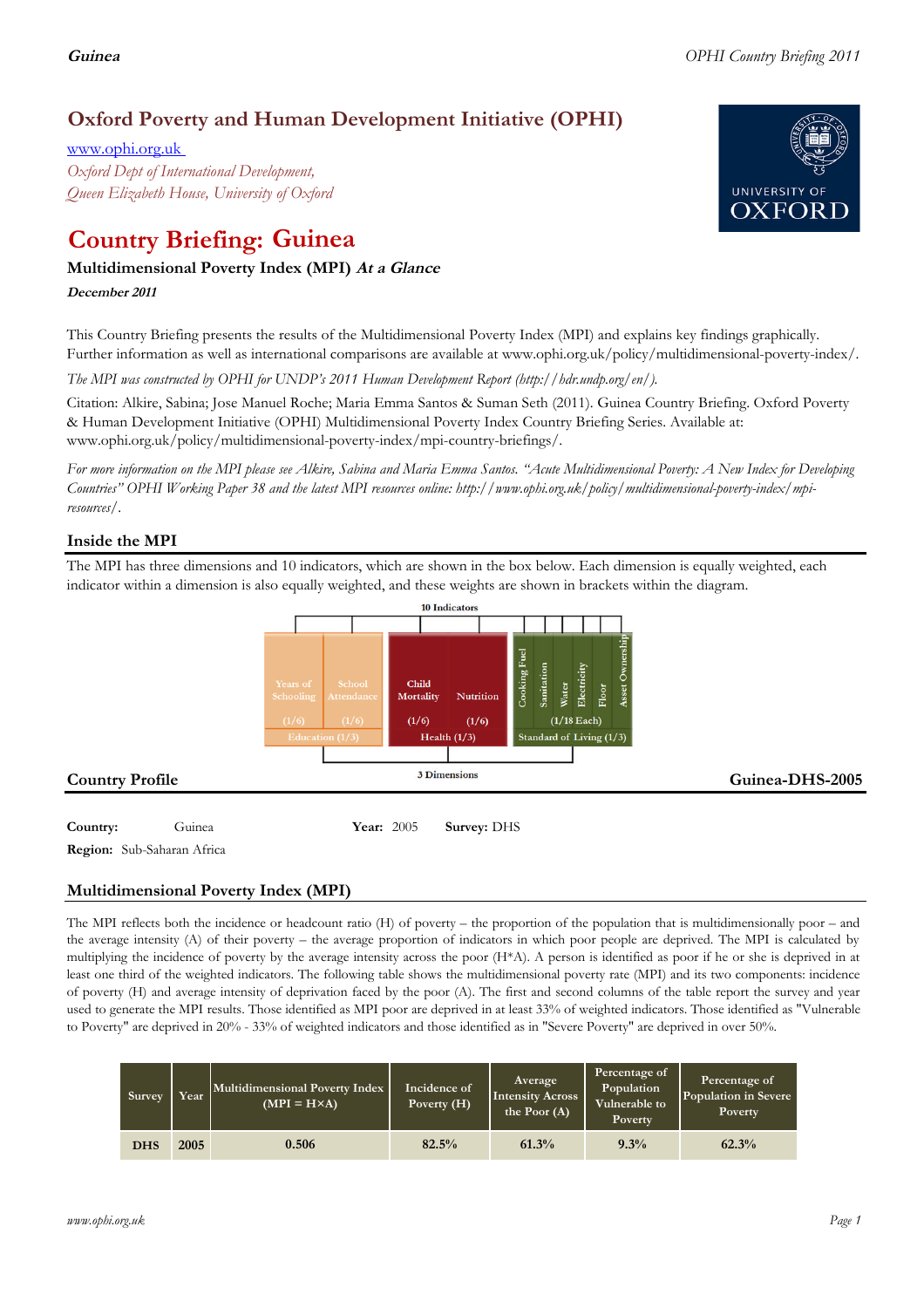## Oxford Poverty and Human Development Initiative (OPHI)

www.ophi.org.uk

*Oxford Dept of International Development,*
*Queen Elizabeth House, University of Oxford*

# Country Briefing: Guinea

### Multidimensional Poverty Index (MPI) *At a Glance*

***December 2011***

This Country Briefing presents the results of the Multidimensional Poverty Index (MPI) and explains key findings graphically. Further information as well as international comparisons are available at www.ophi.org.uk/policy/multidimensional-poverty-index/.

*The MPI was constructed by OPHI for UNDP's 2011 Human Development Report (http://hdr.undp.org/en/).*

Citation: Alkire, Sabina; Jose Manuel Roche; Maria Emma Santos & Suman Seth (2011). Guinea Country Briefing. Oxford Poverty & Human Development Initiative (OPHI) Multidimensional Poverty Index Country Briefing Series. Available at: www.ophi.org.uk/policy/multidimensional-poverty-index/mpi-country-briefings/.

*For more information on the MPI please see Alkire, Sabina and Maria Emma Santos. "Acute Multidimensional Poverty: A New Index for Developing Countries" OPHI Working Paper 38 and the latest MPI resources online: http://www.ophi.org.uk/policy/multidimensional-poverty-index/mpi-resources/.*

## Inside the MPI

The MPI has three dimensions and 10 indicators, which are shown in the box below. Each dimension is equally weighted, each indicator within a dimension is also equally weighted, and these weights are shown in brackets within the diagram.

10 Indicators

| Years of Schooling | School Attendance | Child Mortality | Nutrition | Cooking Fuel | Sanitation | Water | Electricity | Floor | Asset Ownership |
|---|---|---|---|---|---|---|---|---|---|
| (1/6) | (1/6) | (1/6) | (1/6) | (1/18 Each) | | | | | |
| Education (1/3) | | Health (1/3) | | Standard of Living (1/3) | | | | | |

3 Dimensions

## Country Profile

**Guinea-DHS-2005**

**Country:** Guinea **Year:** 2005 **Survey:** DHS

**Region:** Sub-Saharan Africa

## Multidimensional Poverty Index (MPI)

The MPI reflects both the incidence or headcount ratio (H) of poverty – the proportion of the population that is multidimensionally poor – and the average intensity (A) of their poverty – the average proportion of indicators in which poor people are deprived. The MPI is calculated by multiplying the incidence of poverty by the average intensity across the poor (H*A). A person is identified as poor if he or she is deprived in at least one third of the weighted indicators. The following table shows the multidimensional poverty rate (MPI) and its two components: incidence of poverty (H) and average intensity of deprivation faced by the poor (A). The first and second columns of the table report the survey and year used to generate the MPI results. Those identified as MPI poor are deprived in at least 33% of weighted indicators. Those identified as "Vulnerable to Poverty" are deprived in 20% - 33% of weighted indicators and those identified as in "Severe Poverty" are deprived in over 50%.

| Survey | Year | Multidimensional Poverty Index (MPI = H×A) | Incidence of Poverty (H) | Average Intensity Across the Poor (A) | Percentage of Population Vulnerable to Poverty | Percentage of Population in Severe Poverty |
|---|---|---|---|---|---|---|
| DHS | 2005 | 0.506 | 82.5% | 61.3% | 9.3% | 62.3% |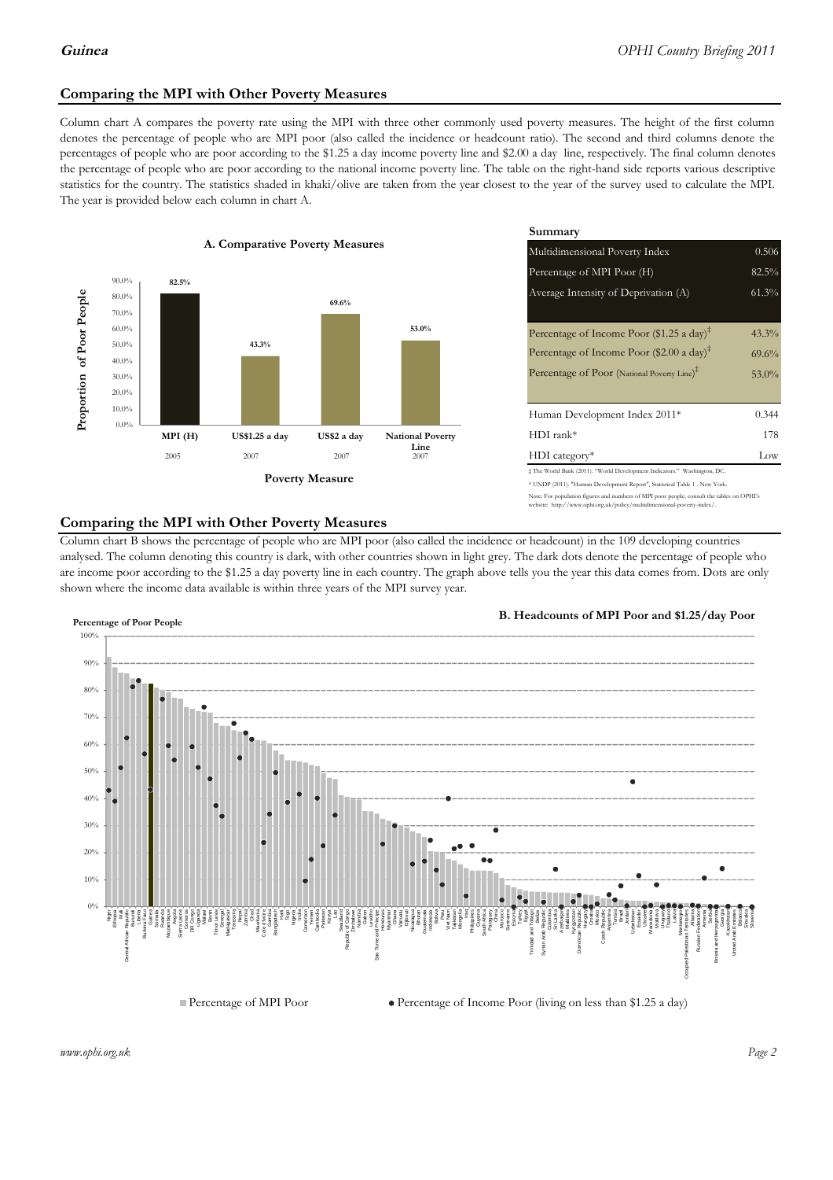## Comparing the MPI with Other Poverty Measures

Column chart A compares the poverty rate using the MPI with three other commonly used poverty measures. The height of the first column denotes the percentage of people who are MPI poor (also called the incidence or headcount ratio). The second and third columns denote the percentages of people who are poor according to the $1.25 a day income poverty line and $2.00 a day line, respectively. The final column denotes the percentage of people who are poor according to the national income poverty line. The table on the right-hand side reports various descriptive statistics for the country. The statistics shaded in khaki/olive are taken from the year closest to the year of the survey used to calculate the MPI. The year is provided below each column in chart A.

**A. Comparative Poverty Measures**

| Poverty Measure | Proportion of Poor People | Year |
|---|---|---|
| MPI (H) | 82.5% | 2005 |
| US$1.25 a day | 43.3% | 2007 |
| US$2 a day | 69.6% | 2007 |
| National Poverty Line | 53.0% | 2007 |

**Summary**

| | |
|---|---|
| Multidimensional Poverty Index | 0.506 |
| Percentage of MPI Poor (H) | 82.5% |
| Average Intensity of Deprivation (A) | 61.3% |
| Percentage of Income Poor ($1.25 a day)‡ | 43.3% |
| Percentage of Income Poor ($2.00 a day)‡ | 69.6% |
| Percentage of Poor (National Poverty Line)‡ | 53.0% |
| Human Development Index 2011* | 0.344 |
| HDI rank* | 178 |
| HDI category* | Low |

‡ The World Bank (2011). "World Development Indicators." Washington, DC.

* UNDP (2011). "Human Development Report", Statistical Table 1 . New York.

Note: For population figures and numbers of MPI poor people, consult the tables on OPHI's website: http://www.ophi.org.uk/policy/multidimensional-poverty-index/.

## Comparing the MPI with Other Poverty Measures

Column chart B shows the percentage of people who are MPI poor (also called the incidence or headcount) in the 109 developing countries analysed. The column denoting this country is dark, with other countries shown in light grey. The dark dots denote the percentage of people who are income poor according to the $1.25 a day poverty line in each country. The graph above tells you the year this data comes from. Dots are only shown where the income data available is within three years of the MPI survey year.

**B. Headcounts of MPI Poor and $1.25/day Poor**

Percentage of Poor People

■ Percentage of MPI Poor ● Percentage of Income Poor (living on less than $1.25 a day)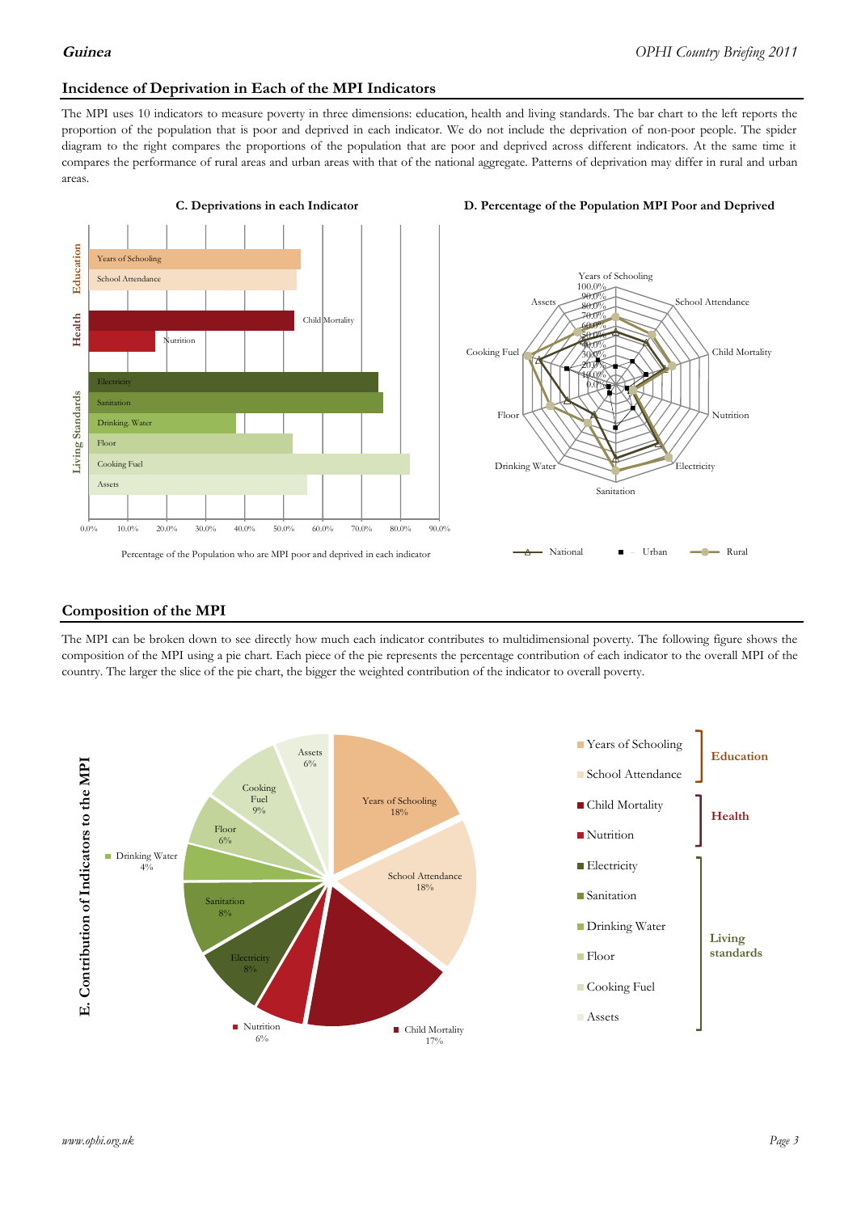## Incidence of Deprivation in Each of the MPI Indicators

The MPI uses 10 indicators to measure poverty in three dimensions: education, health and living standards. The bar chart to the left reports the proportion of the population that is poor and deprived in each indicator. We do not include the deprivation of non-poor people. The spider diagram to the right compares the proportions of the population that are poor and deprived across different indicators. At the same time it compares the performance of rural areas and urban areas with that of the national aggregate. Patterns of deprivation may differ in rural and urban areas.

**C. Deprivations in each Indicator**

Percentage of the Population who are MPI poor and deprived in each indicator

**D. Percentage of the Population MPI Poor and Deprived**

## Composition of the MPI

The MPI can be broken down to see directly how much each indicator contributes to multidimensional poverty. The following figure shows the composition of the MPI using a pie chart. Each piece of the pie represents the percentage contribution of each indicator to the overall MPI of the country. The larger the slice of the pie chart, the bigger the weighted contribution of the indicator to overall poverty.

**E. Contribution of Indicators to the MPI**

| Dimension | Indicator | Contribution |
|---|---|---|
| Education | Years of Schooling | 18% |
| Education | School Attendance | 18% |
| Health | Child Mortality | 17% |
| Health | Nutrition | 6% |
| Living standards | Electricity | 8% |
| Living standards | Sanitation | 8% |
| Living standards | Drinking Water | 4% |
| Living standards | Floor | 6% |
| Living standards | Cooking Fuel | 9% |
| Living standards | Assets | 6% |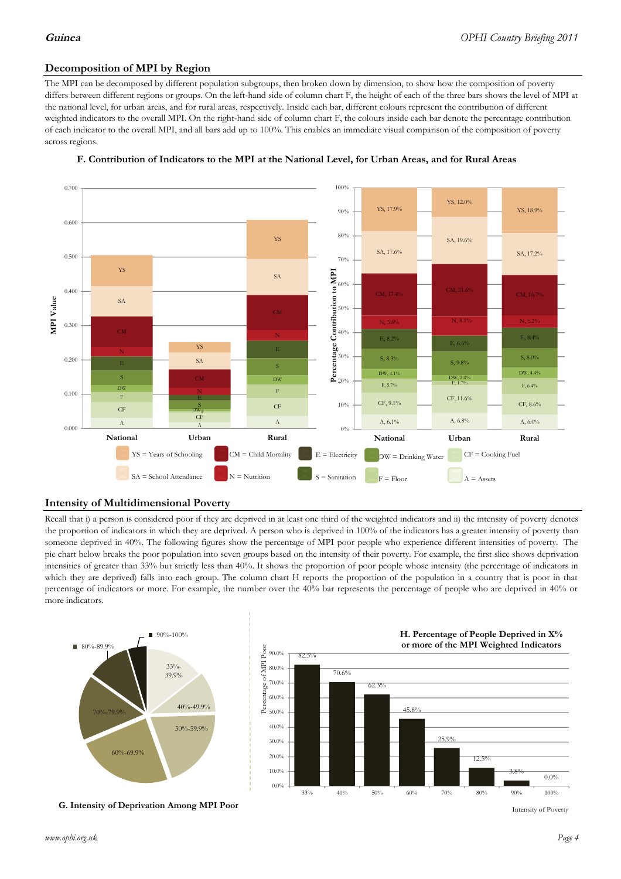## Decomposition of MPI by Region

The MPI can be decomposed by different population subgroups, then broken down by dimension, to show how the composition of poverty differs between different regions or groups. On the left-hand side of column chart F, the height of each of the three bars shows the level of MPI at the national level, for urban areas, and for rural areas, respectively. Inside each bar, different colours represent the contribution of different weighted indicators to the overall MPI. On the right-hand side of column chart F, the colours inside each bar denote the percentage contribution of each indicator to the overall MPI, and all bars add up to 100%. This enables an immediate visual comparison of the composition of poverty across regions.

**F. Contribution of Indicators to the MPI at the National Level, for Urban Areas, and for Rural Areas**

Percentage Contribution to MPI:

| Indicator | National | Urban | Rural |
|---|---|---|---|
| YS = Years of Schooling | 17.9% | 12.0% | 18.9% |
| SA = School Attendance | 17.6% | 19.6% | 17.2% |
| CM = Child Mortality | 17.4% | 21.6% | 16.7% |
| N = Nutrition | 5.6% | 8.1% | 5.2% |
| E = Electricity | 8.2% | 6.6% | 8.4% |
| S = Sanitation | 8.3% | 9.8% | 8.0% |
| DW = Drinking Water | 4.1% | 2.4% | 4.4% |
| F = Floor | 5.7% | 1.7% | 6.4% |
| CF = Cooking Fuel | 9.1% | 11.6% | 8.6% |
| A = Assets | 6.1% | 6.8% | 6.0% |

## Intensity of Multidimensional Poverty

Recall that i) a person is considered poor if they are deprived in at least one third of the weighted indicators and ii) the intensity of poverty denotes the proportion of indicators in which they are deprived. A person who is deprived in 100% of the indicators has a greater intensity of poverty than someone deprived in 40%. The following figures show the percentage of MPI poor people who experience different intensities of poverty. The pie chart below breaks the poor population into seven groups based on the intensity of their poverty. For example, the first slice shows deprivation intensities of greater than 33% but strictly less than 40%. It shows the proportion of poor people whose intensity (the percentage of indicators in which they are deprived) falls into each group. The column chart H reports the proportion of the population in a country that is poor in that percentage of indicators or more. For example, the number over the 40% bar represents the percentage of people who are deprived in 40% or more indicators.

**G. Intensity of Deprivation Among MPI Poor**

**H. Percentage of People Deprived in X% or more of the MPI Weighted Indicators**

| Intensity of Poverty | Percentage of MPI Poor |
|---|---|
| 33% | 82.5% |
| 40% | 70.6% |
| 50% | 62.3% |
| 60% | 45.8% |
| 70% | 25.9% |
| 80% | 12.5% |
| 90% | 3.8% |
| 100% | 0.0% |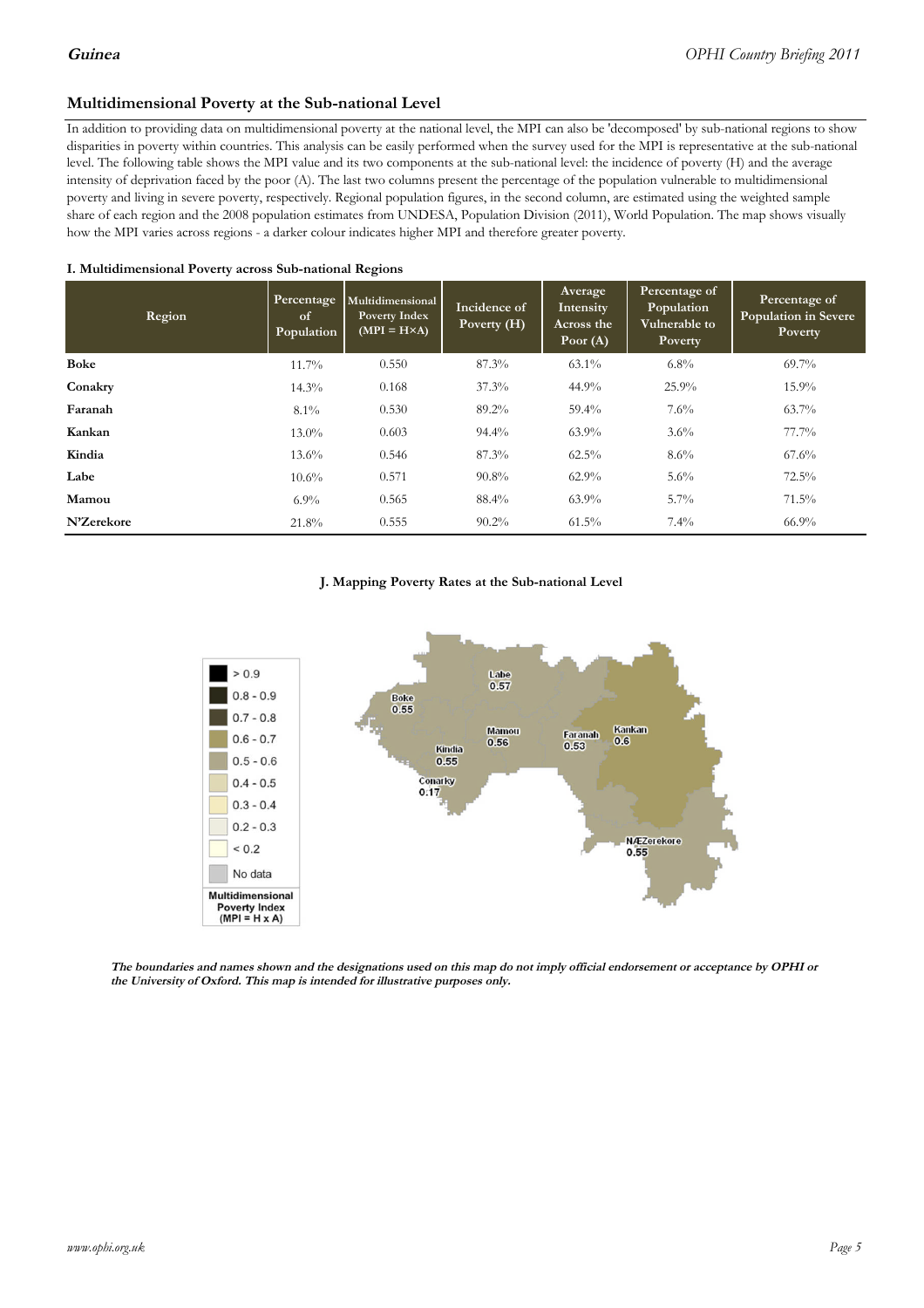## Multidimensional Poverty at the Sub-national Level

In addition to providing data on multidimensional poverty at the national level, the MPI can also be 'decomposed' by sub-national regions to show disparities in poverty within countries. This analysis can be easily performed when the survey used for the MPI is representative at the sub-national level. The following table shows the MPI value and its two components at the sub-national level: the incidence of poverty (H) and the average intensity of deprivation faced by the poor (A). The last two columns present the percentage of the population vulnerable to multidimensional poverty and living in severe poverty, respectively. Regional population figures, in the second column, are estimated using the weighted sample share of each region and the 2008 population estimates from UNDESA, Population Division (2011), World Population. The map shows visually how the MPI varies across regions - a darker colour indicates higher MPI and therefore greater poverty.

**I. Multidimensional Poverty across Sub-national Regions**

| Region | Percentage of Population | Multidimensional Poverty Index (MPI = H×A) | Incidence of Poverty (H) | Average Intensity Across the Poor (A) | Percentage of Population Vulnerable to Poverty | Percentage of Population in Severe Poverty |
|---|---|---|---|---|---|---|
| **Boke** | 11.7% | 0.550 | 87.3% | 63.1% | 6.8% | 69.7% |
| **Conakry** | 14.3% | 0.168 | 37.3% | 44.9% | 25.9% | 15.9% |
| **Faranah** | 8.1% | 0.530 | 89.2% | 59.4% | 7.6% | 63.7% |
| **Kankan** | 13.0% | 0.603 | 94.4% | 63.9% | 3.6% | 77.7% |
| **Kindia** | 13.6% | 0.546 | 87.3% | 62.5% | 8.6% | 67.6% |
| **Labe** | 10.6% | 0.571 | 90.8% | 62.9% | 5.6% | 72.5% |
| **Mamou** | 6.9% | 0.565 | 88.4% | 63.9% | 5.7% | 71.5% |
| **N'Zerekore** | 21.8% | 0.555 | 90.2% | 61.5% | 7.4% | 66.9% |

**J. Mapping Poverty Rates at the Sub-national Level**

> 0.9
0.8 - 0.9
0.7 - 0.8
0.6 - 0.7
0.5 - 0.6
0.4 - 0.5
0.3 - 0.4
0.2 - 0.3
< 0.2
No data
Multidimensional Poverty Index (MPI = H x A)

Labe 0.57
Boke 0.55
Mamou 0.56
Faranah 0.53
Kankan 0.6
Kindia 0.55
Conakry 0.17
NÆZerekore 0.55

***The boundaries and names shown and the designations used on this map do not imply official endorsement or acceptance by OPHI or the University of Oxford. This map is intended for illustrative purposes only.***